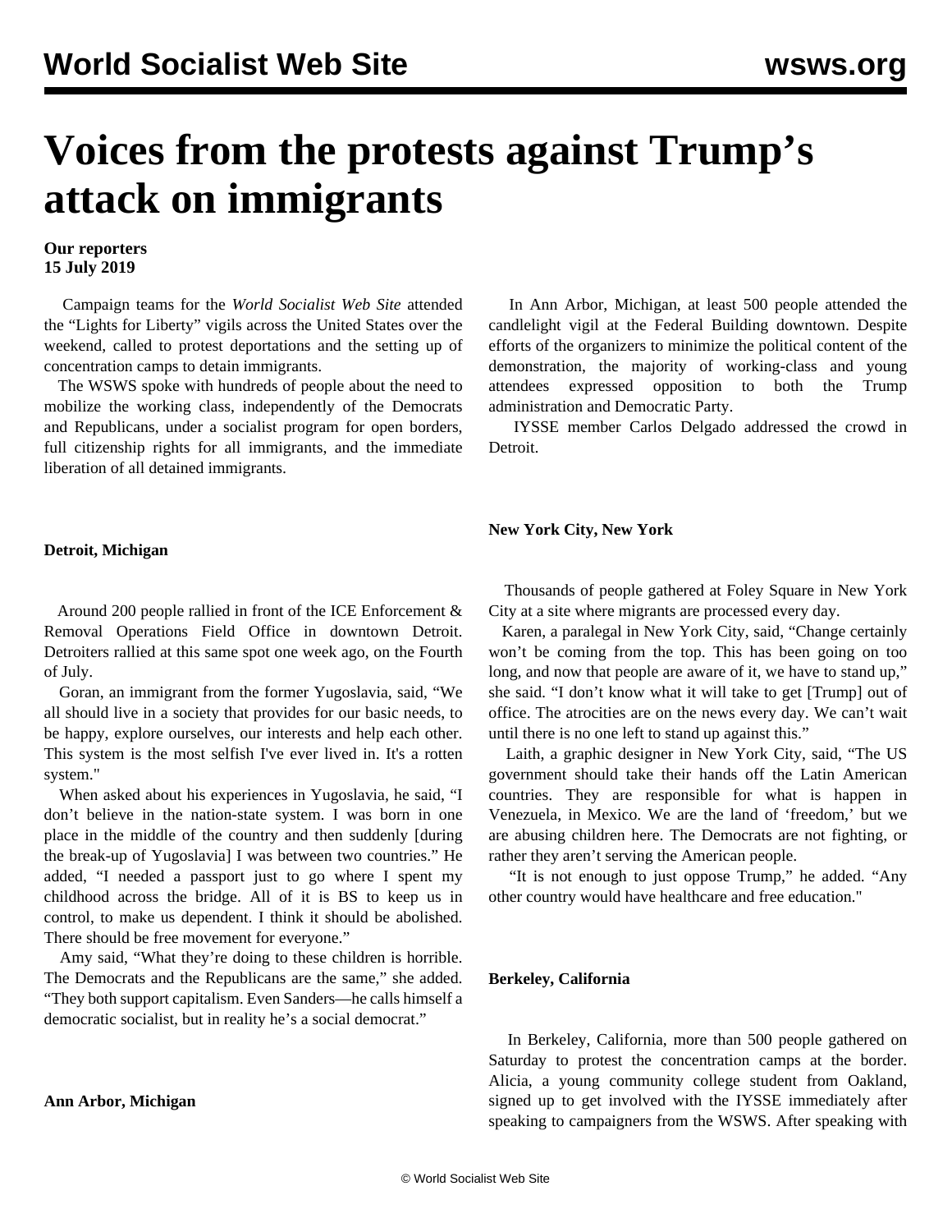# Voices from the protests against Trump's attack on immigrants

**Our reporters**
**15 July 2019**

Campaign teams for the *World Socialist Web Site* attended the "Lights for Liberty" vigils across the United States over the weekend, called to protest deportations and the setting up of concentration camps to detain immigrants.

The WSWS spoke with hundreds of people about the need to mobilize the working class, independently of the Democrats and Republicans, under a socialist program for open borders, full citizenship rights for all immigrants, and the immediate liberation of all detained immigrants.

**Detroit, Michigan**

Around 200 people rallied in front of the ICE Enforcement & Removal Operations Field Office in downtown Detroit. Detroiters rallied at this same spot one week ago, on the Fourth of July.

Goran, an immigrant from the former Yugoslavia, said, "We all should live in a society that provides for our basic needs, to be happy, explore ourselves, our interests and help each other. This system is the most selfish I've ever lived in. It's a rotten system."

When asked about his experiences in Yugoslavia, he said, "I don't believe in the nation-state system. I was born in one place in the middle of the country and then suddenly [during the break-up of Yugoslavia] I was between two countries." He added, "I needed a passport just to go where I spent my childhood across the bridge. All of it is BS to keep us in control, to make us dependent. I think it should be abolished. There should be free movement for everyone."

Amy said, "What they're doing to these children is horrible. The Democrats and the Republicans are the same," she added. "They both support capitalism. Even Sanders—he calls himself a democratic socialist, but in reality he's a social democrat."

**Ann Arbor, Michigan**

In Ann Arbor, Michigan, at least 500 people attended the candlelight vigil at the Federal Building downtown. Despite efforts of the organizers to minimize the political content of the demonstration, the majority of working-class and young attendees expressed opposition to both the Trump administration and Democratic Party.

IYSSE member Carlos Delgado addressed the crowd in Detroit.

**New York City, New York**

Thousands of people gathered at Foley Square in New York City at a site where migrants are processed every day.

Karen, a paralegal in New York City, said, "Change certainly won't be coming from the top. This has been going on too long, and now that people are aware of it, we have to stand up," she said. "I don't know what it will take to get [Trump] out of office. The atrocities are on the news every day. We can't wait until there is no one left to stand up against this."

Laith, a graphic designer in New York City, said, "The US government should take their hands off the Latin American countries. They are responsible for what is happen in Venezuela, in Mexico. We are the land of 'freedom,' but we are abusing children here. The Democrats are not fighting, or rather they aren't serving the American people.

"It is not enough to just oppose Trump," he added. "Any other country would have healthcare and free education."

**Berkeley, California**

In Berkeley, California, more than 500 people gathered on Saturday to protest the concentration camps at the border. Alicia, a young community college student from Oakland, signed up to get involved with the IYSSE immediately after speaking to campaigners from the WSWS. After speaking with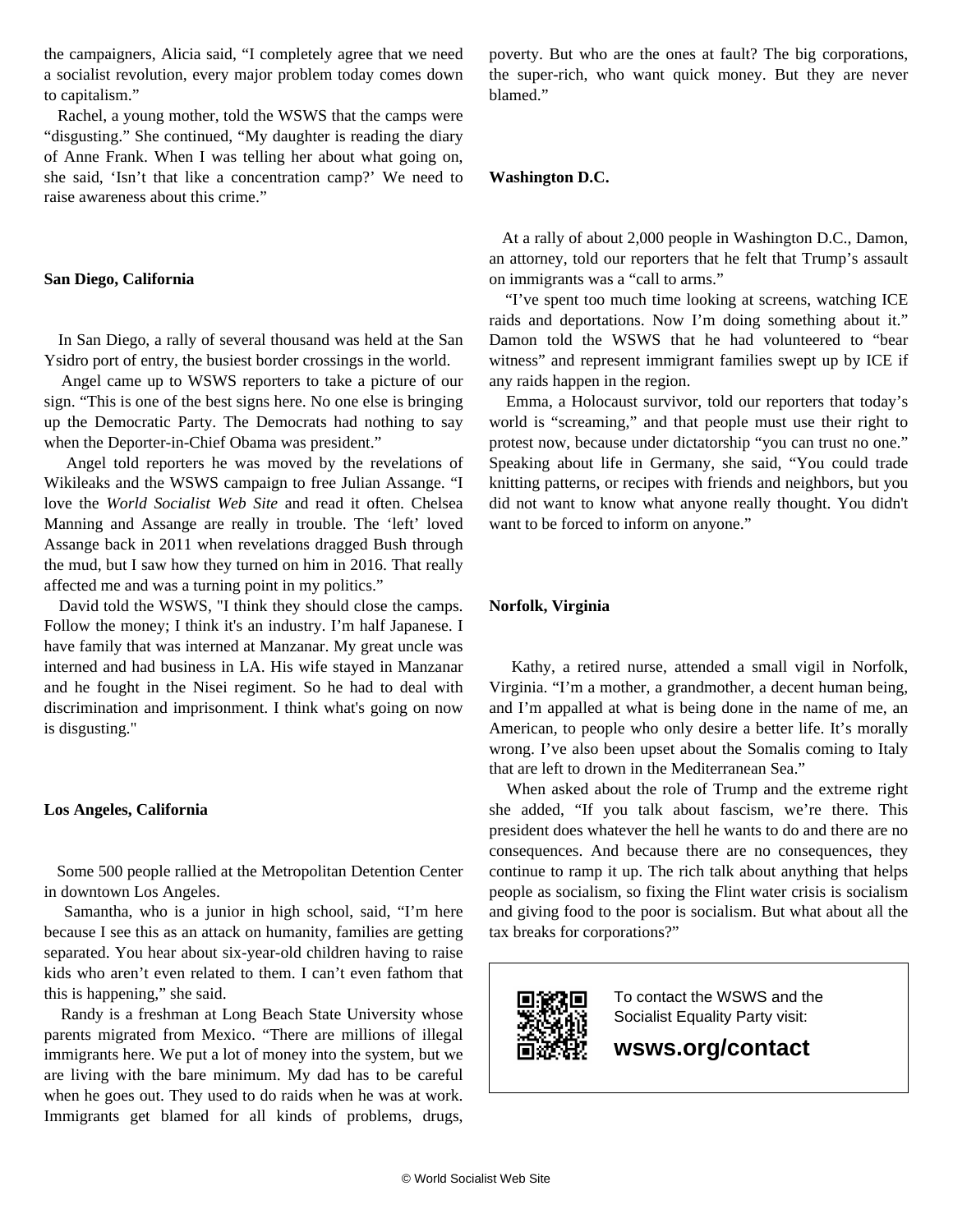the campaigners, Alicia said, "I completely agree that we need a socialist revolution, every major problem today comes down to capitalism."

Rachel, a young mother, told the WSWS that the camps were "disgusting." She continued, "My daughter is reading the diary of Anne Frank. When I was telling her about what going on, she said, 'Isn't that like a concentration camp?' We need to raise awareness about this crime."

**San Diego, California**

In San Diego, a rally of several thousand was held at the San Ysidro port of entry, the busiest border crossings in the world.

Angel came up to WSWS reporters to take a picture of our sign. "This is one of the best signs here. No one else is bringing up the Democratic Party. The Democrats had nothing to say when the Deporter-in-Chief Obama was president."

Angel told reporters he was moved by the revelations of Wikileaks and the WSWS campaign to free Julian Assange. "I love the *World Socialist Web Site* and read it often. Chelsea Manning and Assange are really in trouble. The 'left' loved Assange back in 2011 when revelations dragged Bush through the mud, but I saw how they turned on him in 2016. That really affected me and was a turning point in my politics."

David told the WSWS, "I think they should close the camps. Follow the money; I think it's an industry. I'm half Japanese. I have family that was interned at Manzanar. My great uncle was interned and had business in LA. His wife stayed in Manzanar and he fought in the Nisei regiment. So he had to deal with discrimination and imprisonment. I think what's going on now is disgusting."

**Los Angeles, California**

Some 500 people rallied at the Metropolitan Detention Center in downtown Los Angeles.

Samantha, who is a junior in high school, said, "I'm here because I see this as an attack on humanity, families are getting separated. You hear about six-year-old children having to raise kids who aren't even related to them. I can't even fathom that this is happening," she said.

Randy is a freshman at Long Beach State University whose parents migrated from Mexico. "There are millions of illegal immigrants here. We put a lot of money into the system, but we are living with the bare minimum. My dad has to be careful when he goes out. They used to do raids when he was at work. Immigrants get blamed for all kinds of problems, drugs, poverty. But who are the ones at fault? The big corporations, the super-rich, who want quick money. But they are never blamed."

**Washington D.C.**

At a rally of about 2,000 people in Washington D.C., Damon, an attorney, told our reporters that he felt that Trump's assault on immigrants was a "call to arms."

"I've spent too much time looking at screens, watching ICE raids and deportations. Now I'm doing something about it." Damon told the WSWS that he had volunteered to "bear witness" and represent immigrant families swept up by ICE if any raids happen in the region.

Emma, a Holocaust survivor, told our reporters that today's world is "screaming," and that people must use their right to protest now, because under dictatorship "you can trust no one." Speaking about life in Germany, she said, "You could trade knitting patterns, or recipes with friends and neighbors, but you did not want to know what anyone really thought. You didn't want to be forced to inform on anyone."

**Norfolk, Virginia**

Kathy, a retired nurse, attended a small vigil in Norfolk, Virginia. "I'm a mother, a grandmother, a decent human being, and I'm appalled at what is being done in the name of me, an American, to people who only desire a better life. It's morally wrong. I've also been upset about the Somalis coming to Italy that are left to drown in the Mediterranean Sea."

When asked about the role of Trump and the extreme right she added, "If you talk about fascism, we're there. This president does whatever the hell he wants to do and there are no consequences. And because there are no consequences, they continue to ramp it up. The rich talk about anything that helps people as socialism, so fixing the Flint water crisis is socialism and giving food to the poor is socialism. But what about all the tax breaks for corporations?"

To contact the WSWS and the Socialist Equality Party visit:

**wsws.org/contact**